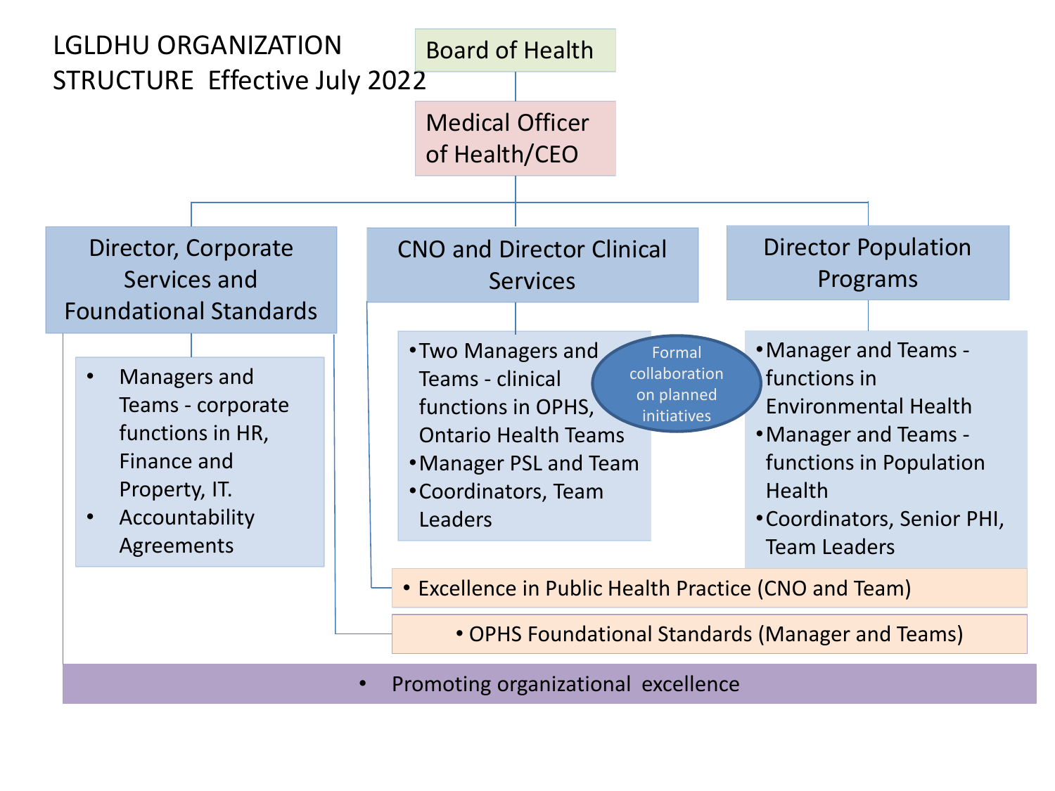# LGLDHU ORGANIZATION STRUCTURE Effective July 2022

**Board of Health**

**Medical Officer of Health/CEO**

## Director, Corporate Services and Foundational Standards

- Managers and Teams - corporate functions in HR, Finance and Property, IT.
- Accountability Agreements

## CNO and Director Clinical Services

- Two Managers and Teams - clinical functions in OPHS, Ontario Health Teams
- Manager PSL and Team
- Coordinators, Team Leaders

Formal collaboration on planned initiatives

## Director Population Programs

- Manager and Teams - functions in Environmental Health
- Manager and Teams - functions in Population Health
- Coordinators, Senior PHI, Team Leaders

---

- Excellence in Public Health Practice (CNO and Team)
- OPHS Foundational Standards (Manager and Teams)
- Promoting organizational excellence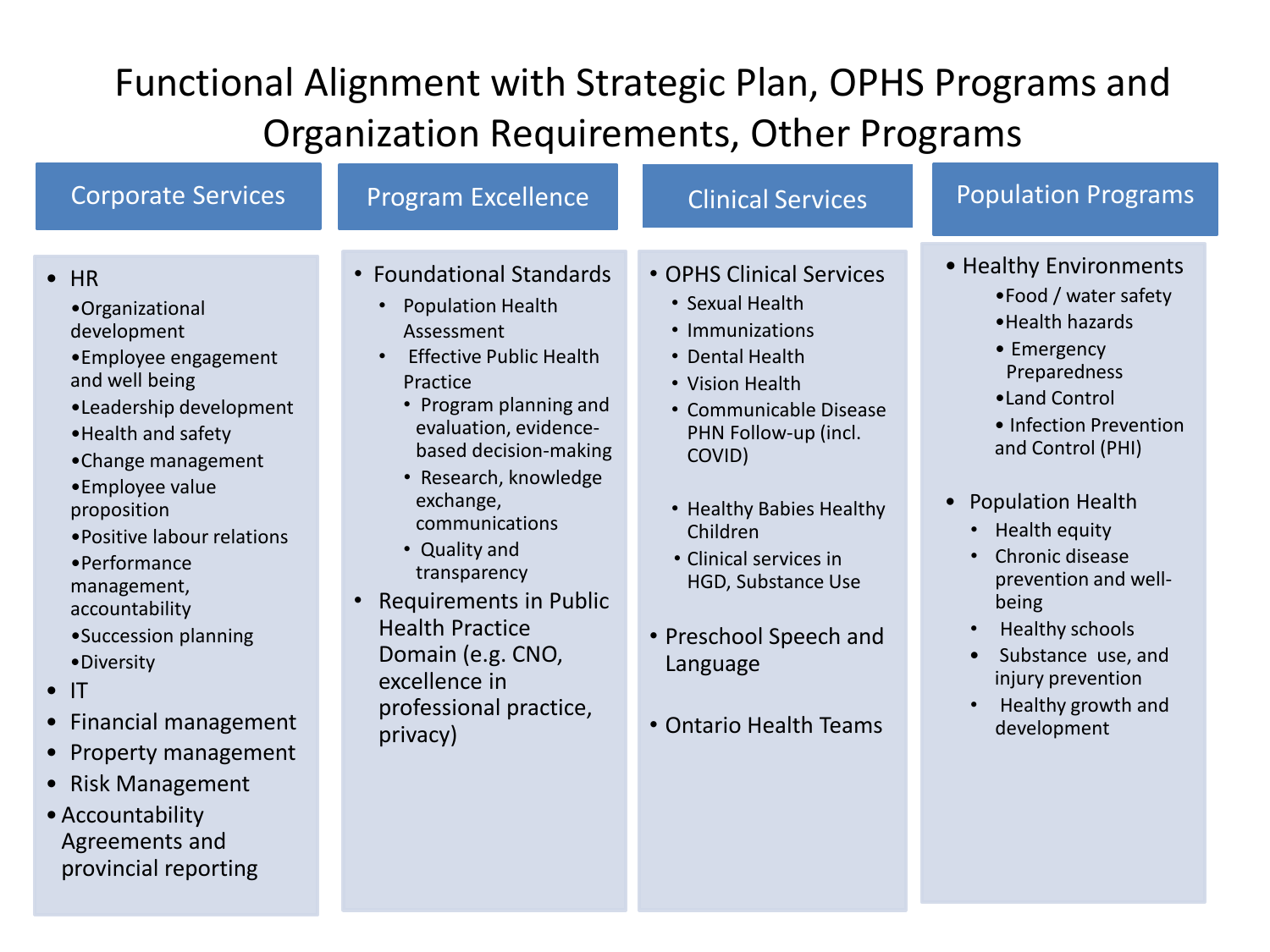# Functional Alignment with Strategic Plan, OPHS Programs and Organization Requirements, Other Programs

## Corporate Services

- HR
  - Organizational development
  - Employee engagement and well being
  - Leadership development
  - Health and safety
  - Change management
  - Employee value proposition
  - Positive labour relations
  - Performance management, accountability
  - Succession planning
  - Diversity
- IT
- Financial management
- Property management
- Risk Management
- Accountability Agreements and provincial reporting

## Program Excellence

- Foundational Standards
  - Population Health Assessment
  - Effective Public Health Practice
    - Program planning and evaluation, evidence-based decision-making
    - Research, knowledge exchange, communications
    - Quality and transparency
- Requirements in Public Health Practice Domain (e.g. CNO, excellence in professional practice, privacy)

## Clinical Services

- OPHS Clinical Services
  - Sexual Health
  - Immunizations
  - Dental Health
  - Vision Health
  - Communicable Disease PHN Follow-up (incl. COVID)
  - Healthy Babies Healthy Children
  - Clinical services in HGD, Substance Use
- Preschool Speech and Language
- Ontario Health Teams

## Population Programs

- Healthy Environments
  - Food / water safety
  - Health hazards
  - Emergency Preparedness
  - Land Control
  - Infection Prevention and Control (PHI)
- Population Health
  - Health equity
  - Chronic disease prevention and well-being
  - Healthy schools
  - Substance use, and injury prevention
  - Healthy growth and development